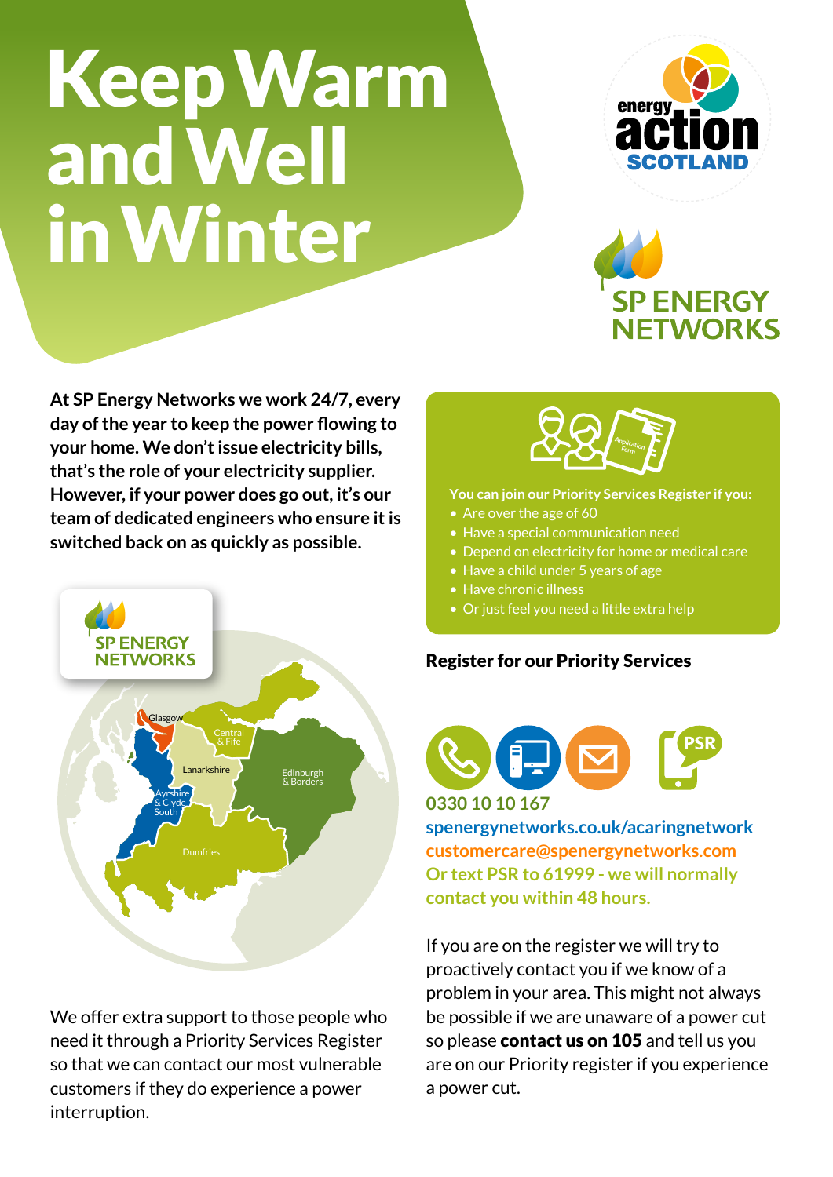# Keep Warm and Well in Winter

energy action SCOTLAND

SP ENERGY NETWORKS

**At SP Energy Networks we work 24/7, every day of the year to keep the power flowing to your home. We don't issue electricity bills, that's the role of your electricity supplier. However, if your power does go out, it's our team of dedicated engineers who ensure it is switched back on as quickly as possible.**

SP ENERGY NETWORKS

Glasgow

Central & Fife

Lanarkshire

Edinburgh & Borders

Ayrshire & Clyde South

Dumfries

We offer extra support to those people who need it through a Priority Services Register so that we can contact our most vulnerable customers if they do experience a power interruption.

Application Form

**You can join our Priority Services Register if you:**

- Are over the age of 60
- Have a special communication need
- Depend on electricity for home or medical care
- Have a child under 5 years of age
- Have chronic illness
- Or just feel you need a little extra help

## Register for our Priority Services

PSR

**0330 10 10 167**

**spenergynetworks.co.uk/acaringnetwork**

**customercare@spenergynetworks.com**

**Or text PSR to 61999 - we will normally contact you within 48 hours.**

If you are on the register we will try to proactively contact you if we know of a problem in your area. This might not always be possible if we are unaware of a power cut so please **contact us on 105** and tell us you are on our Priority register if you experience a power cut.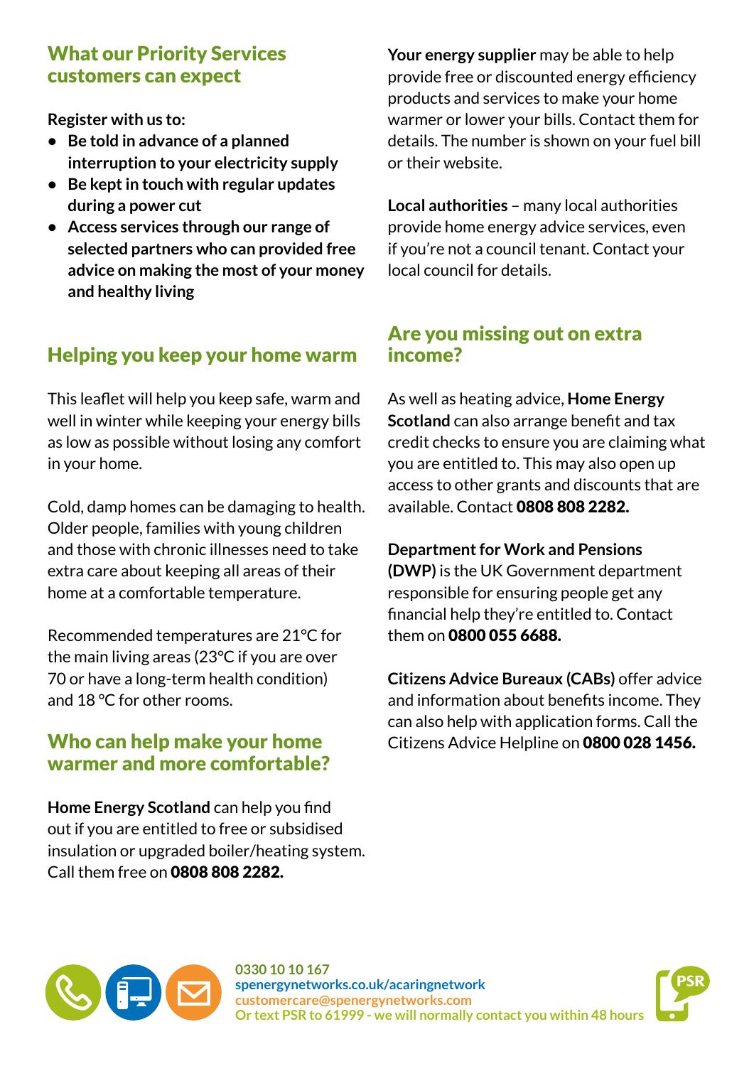## What our Priority Services customers can expect

**Register with us to:**

- **Be told in advance of a planned interruption to your electricity supply**
- **Be kept in touch with regular updates during a power cut**
- **Access services through our range of selected partners who can provided free advice on making the most of your money and healthy living**

## Helping you keep your home warm

This leaflet will help you keep safe, warm and well in winter while keeping your energy bills as low as possible without losing any comfort in your home.

Cold, damp homes can be damaging to health. Older people, families with young children and those with chronic illnesses need to take extra care about keeping all areas of their home at a comfortable temperature.

Recommended temperatures are 21°C for the main living areas (23°C if you are over 70 or have a long-term health condition) and 18 °C for other rooms.

## Who can help make your home warmer and more comfortable?

**Home Energy Scotland** can help you find out if you are entitled to free or subsidised insulation or upgraded boiler/heating system. Call them free on **0808 808 2282.**

**Your energy supplier** may be able to help provide free or discounted energy efficiency products and services to make your home warmer or lower your bills. Contact them for details. The number is shown on your fuel bill or their website.

**Local authorities** – many local authorities provide home energy advice services, even if you're not a council tenant. Contact your local council for details.

## Are you missing out on extra income?

As well as heating advice, **Home Energy Scotland** can also arrange benefit and tax credit checks to ensure you are claiming what you are entitled to. This may also open up access to other grants and discounts that are available. Contact **0808 808 2282.**

**Department for Work and Pensions (DWP)** is the UK Government department responsible for ensuring people get any financial help they're entitled to. Contact them on **0800 055 6688.**

**Citizens Advice Bureaux (CABs)** offer advice and information about benefits income. They can also help with application forms. Call the Citizens Advice Helpline on **0800 028 1456.**

**0330 10 10 167**
**spenergynetworks.co.uk/acaringnetwork**
**customercare@spenergynetworks.com**
**Or text PSR to 61999 - we will normally contact you within 48 hours**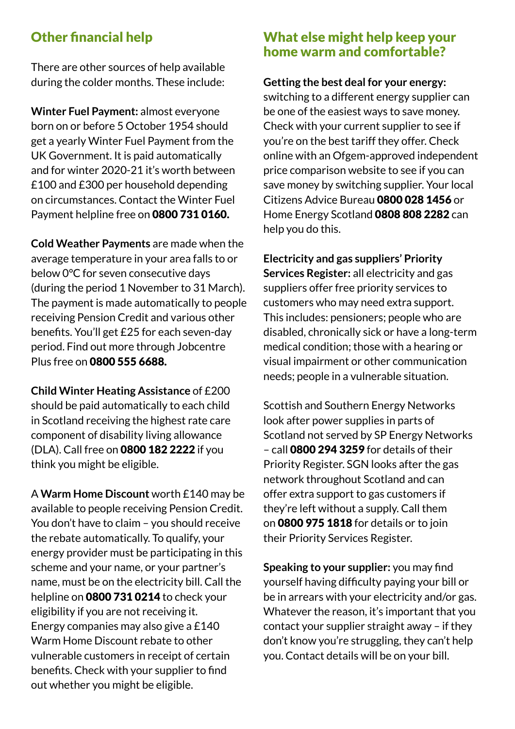## Other financial help

There are other sources of help available during the colder months. These include:

**Winter Fuel Payment:** almost everyone born on or before 5 October 1954 should get a yearly Winter Fuel Payment from the UK Government. It is paid automatically and for winter 2020-21 it's worth between £100 and £300 per household depending on circumstances. Contact the Winter Fuel Payment helpline free on **0800 731 0160.**

**Cold Weather Payments** are made when the average temperature in your area falls to or below 0°C for seven consecutive days (during the period 1 November to 31 March). The payment is made automatically to people receiving Pension Credit and various other benefits. You'll get £25 for each seven-day period. Find out more through Jobcentre Plus free on **0800 555 6688.**

**Child Winter Heating Assistance** of £200 should be paid automatically to each child in Scotland receiving the highest rate care component of disability living allowance (DLA). Call free on **0800 182 2222** if you think you might be eligible.

A **Warm Home Discount** worth £140 may be available to people receiving Pension Credit. You don't have to claim – you should receive the rebate automatically. To qualify, your energy provider must be participating in this scheme and your name, or your partner's name, must be on the electricity bill. Call the helpline on **0800 731 0214** to check your eligibility if you are not receiving it. Energy companies may also give a £140 Warm Home Discount rebate to other vulnerable customers in receipt of certain benefits. Check with your supplier to find out whether you might be eligible.

## What else might help keep your home warm and comfortable?

**Getting the best deal for your energy:** switching to a different energy supplier can be one of the easiest ways to save money. Check with your current supplier to see if you're on the best tariff they offer. Check online with an Ofgem-approved independent price comparison website to see if you can save money by switching supplier. Your local Citizens Advice Bureau **0800 028 1456** or Home Energy Scotland **0808 808 2282** can help you do this.

**Electricity and gas suppliers' Priority Services Register:** all electricity and gas suppliers offer free priority services to customers who may need extra support. This includes: pensioners; people who are disabled, chronically sick or have a long-term medical condition; those with a hearing or visual impairment or other communication needs; people in a vulnerable situation.

Scottish and Southern Energy Networks look after power supplies in parts of Scotland not served by SP Energy Networks – call **0800 294 3259** for details of their Priority Register. SGN looks after the gas network throughout Scotland and can offer extra support to gas customers if they're left without a supply. Call them on **0800 975 1818** for details or to join their Priority Services Register.

**Speaking to your supplier:** you may find yourself having difficulty paying your bill or be in arrears with your electricity and/or gas. Whatever the reason, it's important that you contact your supplier straight away – if they don't know you're struggling, they can't help you. Contact details will be on your bill.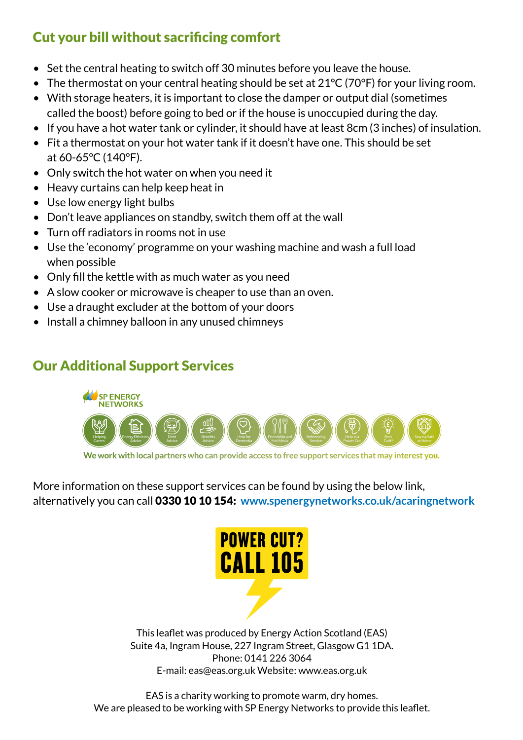## Cut your bill without sacrificing comfort

- Set the central heating to switch off 30 minutes before you leave the house.
- The thermostat on your central heating should be set at 21°C (70°F) for your living room.
- With storage heaters, it is important to close the damper or output dial (sometimes called the boost) before going to bed or if the house is unoccupied during the day.
- If you have a hot water tank or cylinder, it should have at least 8cm (3 inches) of insulation.
- Fit a thermostat on your hot water tank if it doesn't have one. This should be set at 60-65°C (140°F).
- Only switch the hot water on when you need it
- Heavy curtains can help keep heat in
- Use low energy light bulbs
- Don't leave appliances on standby, switch them off at the wall
- Turn off radiators in rooms not in use
- Use the 'economy' programme on your washing machine and wash a full load when possible
- Only fill the kettle with as much water as you need
- A slow cooker or microwave is cheaper to use than an oven.
- Use a draught excluder at the bottom of your doors
- Install a chimney balloon in any unused chimneys

## Our Additional Support Services

SP ENERGY NETWORKS

Helping Carers | Energy Efficiency Advice | Debt Advice | Benefits Advice | Help for Dementia | Friendship and Hot Meals | Befriending Service | Help in a Power Cut | Best Tariff | Staying Safe at Home

**We work with local partners who can provide access to free support services that may interest you.**

More information on these support services can be found by using the below link, alternatively you can call **0330 10 10 154: www.spenergynetworks.co.uk/acaringnetwork**

**POWER CUT? CALL 105**

This leaflet was produced by Energy Action Scotland (EAS)
Suite 4a, Ingram House, 227 Ingram Street, Glasgow G1 1DA.
Phone: 0141 226 3064
E-mail: eas@eas.org.uk Website: www.eas.org.uk

EAS is a charity working to promote warm, dry homes.
We are pleased to be working with SP Energy Networks to provide this leaflet.